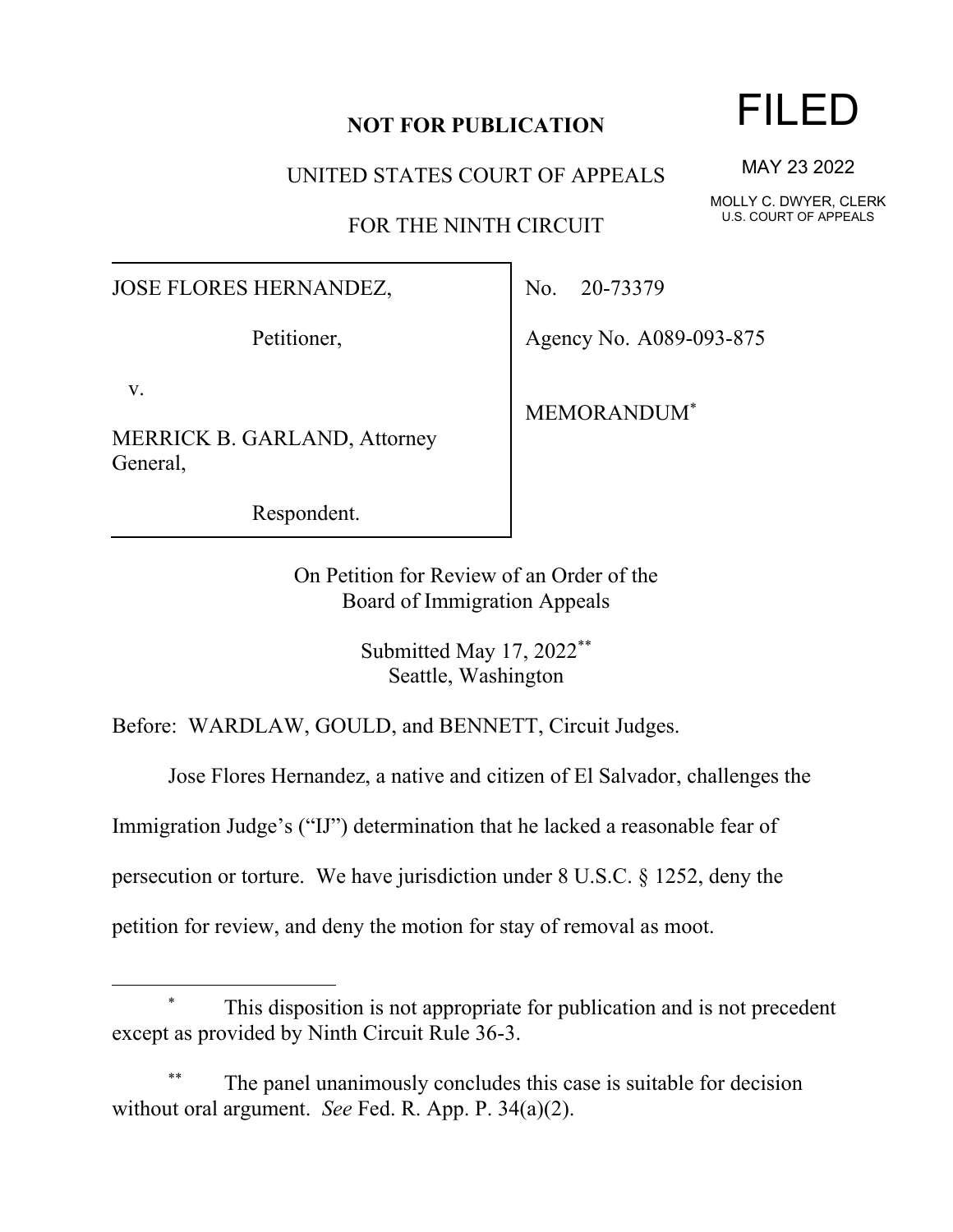**NOT FOR PUBLICATION**

UNITED STATES COURT OF APPEALS

FOR THE NINTH CIRCUIT

FILED

MAY 23 2022

MOLLY C. DWYER, CLERK
U.S. COURT OF APPEALS

| | |
|---|---|
| JOSE FLORES HERNANDEZ,<br><br>Petitioner,<br><br>v.<br><br>MERRICK B. GARLAND, Attorney General,<br><br>Respondent. | No. 20-73379<br><br>Agency No. A089-093-875<br><br>MEMORANDUM[*] |

On Petition for Review of an Order of the
Board of Immigration Appeals

Submitted May 17, 2022[**]
Seattle, Washington

Before: WARDLAW, GOULD, and BENNETT, Circuit Judges.

Jose Flores Hernandez, a native and citizen of El Salvador, challenges the Immigration Judge's ("IJ") determination that he lacked a reasonable fear of persecution or torture. We have jurisdiction under 8 U.S.C. § 1252, deny the petition for review, and deny the motion for stay of removal as moot.

---

[*] This disposition is not appropriate for publication and is not precedent except as provided by Ninth Circuit Rule 36-3.

[**] The panel unanimously concludes this case is suitable for decision without oral argument. *See* Fed. R. App. P. 34(a)(2).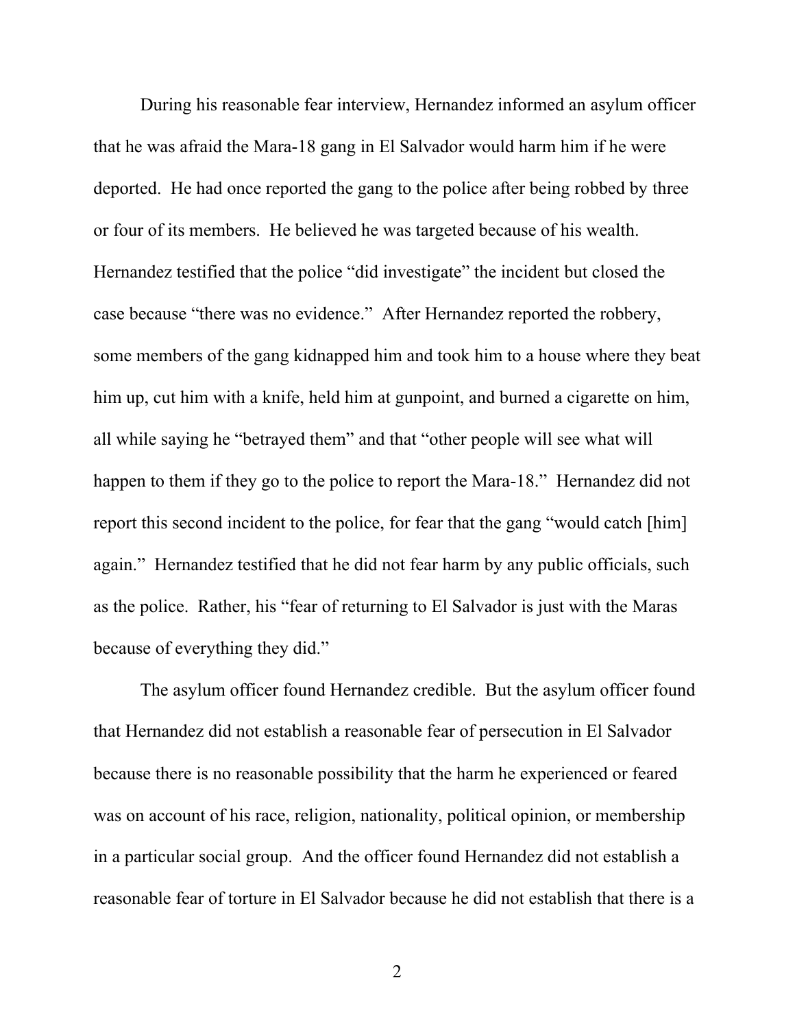During his reasonable fear interview, Hernandez informed an asylum officer that he was afraid the Mara-18 gang in El Salvador would harm him if he were deported. He had once reported the gang to the police after being robbed by three or four of its members. He believed he was targeted because of his wealth. Hernandez testified that the police "did investigate" the incident but closed the case because "there was no evidence." After Hernandez reported the robbery, some members of the gang kidnapped him and took him to a house where they beat him up, cut him with a knife, held him at gunpoint, and burned a cigarette on him, all while saying he "betrayed them" and that "other people will see what will happen to them if they go to the police to report the Mara-18." Hernandez did not report this second incident to the police, for fear that the gang "would catch [him] again." Hernandez testified that he did not fear harm by any public officials, such as the police. Rather, his "fear of returning to El Salvador is just with the Maras because of everything they did."

The asylum officer found Hernandez credible. But the asylum officer found that Hernandez did not establish a reasonable fear of persecution in El Salvador because there is no reasonable possibility that the harm he experienced or feared was on account of his race, religion, nationality, political opinion, or membership in a particular social group. And the officer found Hernandez did not establish a reasonable fear of torture in El Salvador because he did not establish that there is a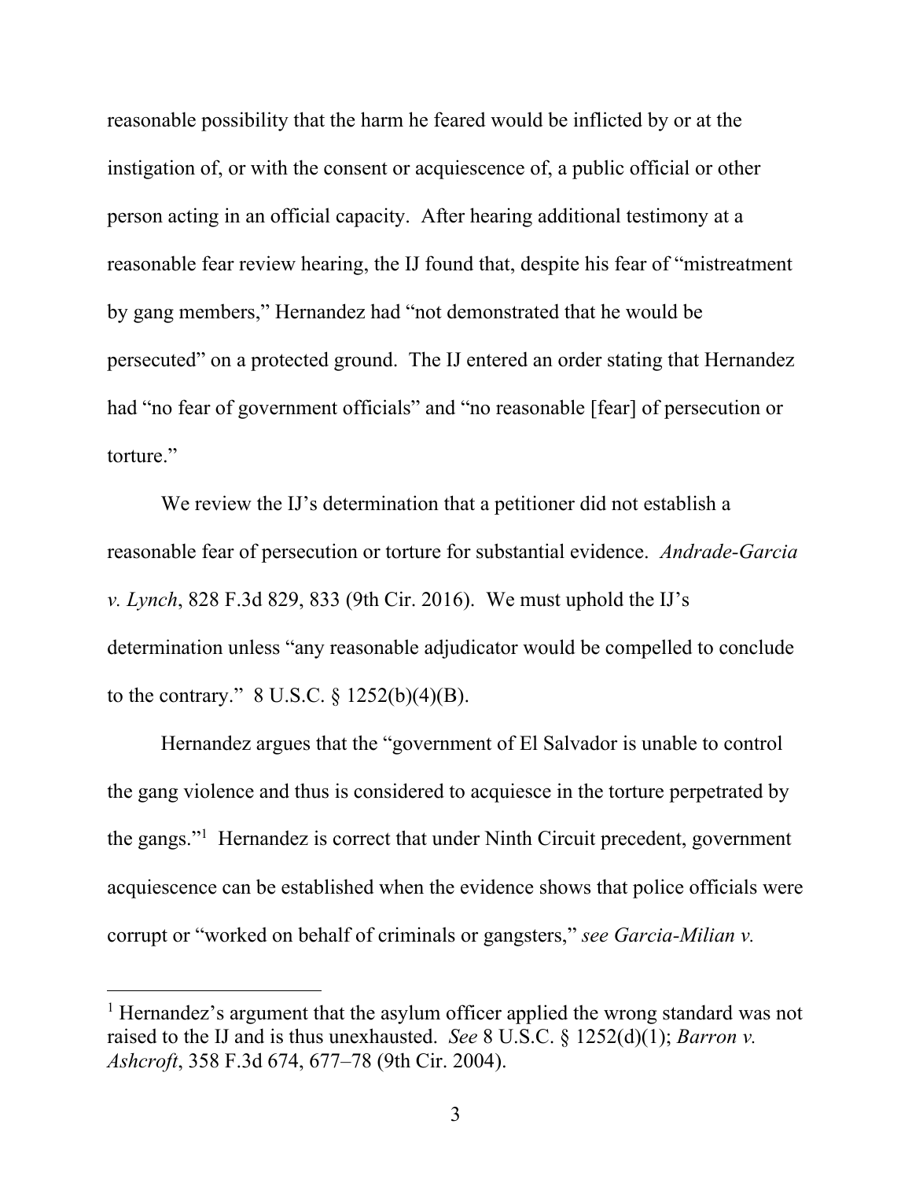reasonable possibility that the harm he feared would be inflicted by or at the instigation of, or with the consent or acquiescence of, a public official or other person acting in an official capacity. After hearing additional testimony at a reasonable fear review hearing, the IJ found that, despite his fear of "mistreatment by gang members," Hernandez had "not demonstrated that he would be persecuted" on a protected ground. The IJ entered an order stating that Hernandez had "no fear of government officials" and "no reasonable [fear] of persecution or torture."

We review the IJ's determination that a petitioner did not establish a reasonable fear of persecution or torture for substantial evidence. *Andrade-Garcia v. Lynch*, 828 F.3d 829, 833 (9th Cir. 2016). We must uphold the IJ's determination unless "any reasonable adjudicator would be compelled to conclude to the contrary." 8 U.S.C. § 1252(b)(4)(B).

Hernandez argues that the "government of El Salvador is unable to control the gang violence and thus is considered to acquiesce in the torture perpetrated by the gangs."[1] Hernandez is correct that under Ninth Circuit precedent, government acquiescence can be established when the evidence shows that police officials were corrupt or "worked on behalf of criminals or gangsters," *see Garcia-Milian v.*

---

[1] Hernandez's argument that the asylum officer applied the wrong standard was not raised to the IJ and is thus unexhausted. *See* 8 U.S.C. § 1252(d)(1); *Barron v. Ashcroft*, 358 F.3d 674, 677–78 (9th Cir. 2004).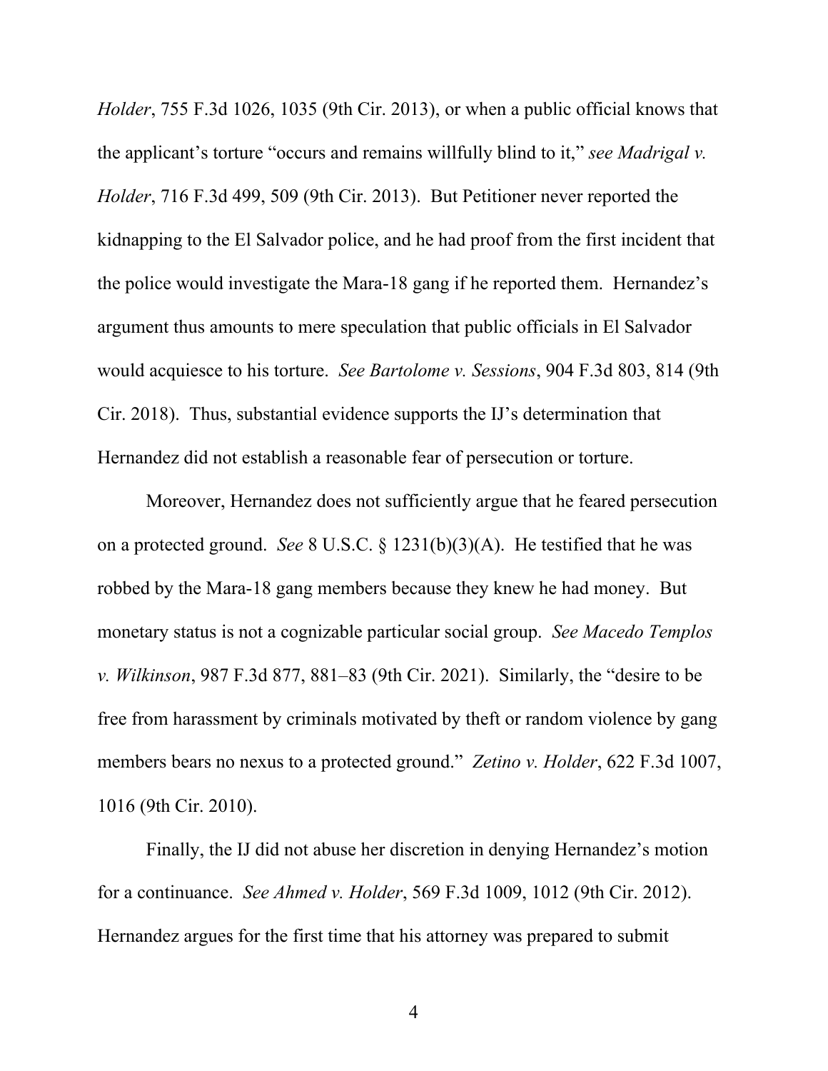*Holder*, 755 F.3d 1026, 1035 (9th Cir. 2013), or when a public official knows that the applicant's torture "occurs and remains willfully blind to it," *see Madrigal v. Holder*, 716 F.3d 499, 509 (9th Cir. 2013). But Petitioner never reported the kidnapping to the El Salvador police, and he had proof from the first incident that the police would investigate the Mara-18 gang if he reported them. Hernandez's argument thus amounts to mere speculation that public officials in El Salvador would acquiesce to his torture. *See Bartolome v. Sessions*, 904 F.3d 803, 814 (9th Cir. 2018). Thus, substantial evidence supports the IJ's determination that Hernandez did not establish a reasonable fear of persecution or torture.

Moreover, Hernandez does not sufficiently argue that he feared persecution on a protected ground. *See* 8 U.S.C. § 1231(b)(3)(A). He testified that he was robbed by the Mara-18 gang members because they knew he had money. But monetary status is not a cognizable particular social group. *See Macedo Templos v. Wilkinson*, 987 F.3d 877, 881–83 (9th Cir. 2021). Similarly, the "desire to be free from harassment by criminals motivated by theft or random violence by gang members bears no nexus to a protected ground." *Zetino v. Holder*, 622 F.3d 1007, 1016 (9th Cir. 2010).

Finally, the IJ did not abuse her discretion in denying Hernandez's motion for a continuance. *See Ahmed v. Holder*, 569 F.3d 1009, 1012 (9th Cir. 2012). Hernandez argues for the first time that his attorney was prepared to submit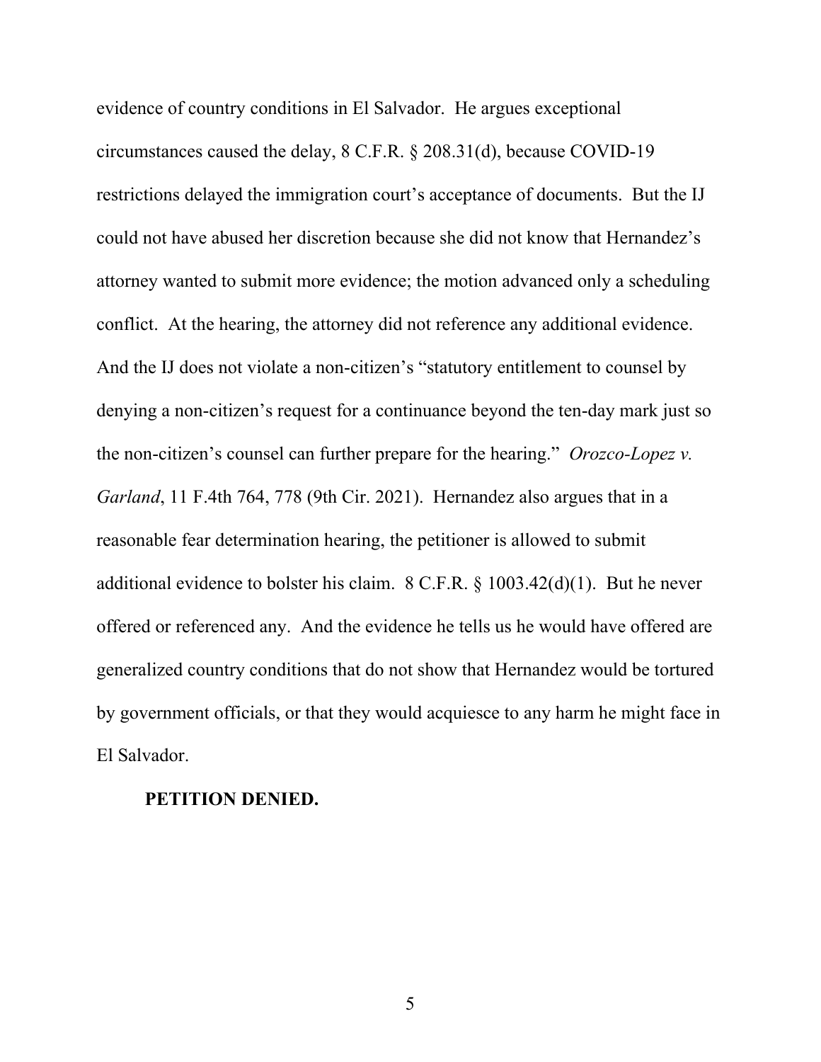evidence of country conditions in El Salvador. He argues exceptional circumstances caused the delay, 8 C.F.R. § 208.31(d), because COVID-19 restrictions delayed the immigration court's acceptance of documents. But the IJ could not have abused her discretion because she did not know that Hernandez's attorney wanted to submit more evidence; the motion advanced only a scheduling conflict. At the hearing, the attorney did not reference any additional evidence. And the IJ does not violate a non-citizen's "statutory entitlement to counsel by denying a non-citizen's request for a continuance beyond the ten-day mark just so the non-citizen's counsel can further prepare for the hearing." *Orozco-Lopez v. Garland*, 11 F.4th 764, 778 (9th Cir. 2021). Hernandez also argues that in a reasonable fear determination hearing, the petitioner is allowed to submit additional evidence to bolster his claim. 8 C.F.R. § 1003.42(d)(1). But he never offered or referenced any. And the evidence he tells us he would have offered are generalized country conditions that do not show that Hernandez would be tortured by government officials, or that they would acquiesce to any harm he might face in El Salvador.

**PETITION DENIED.**